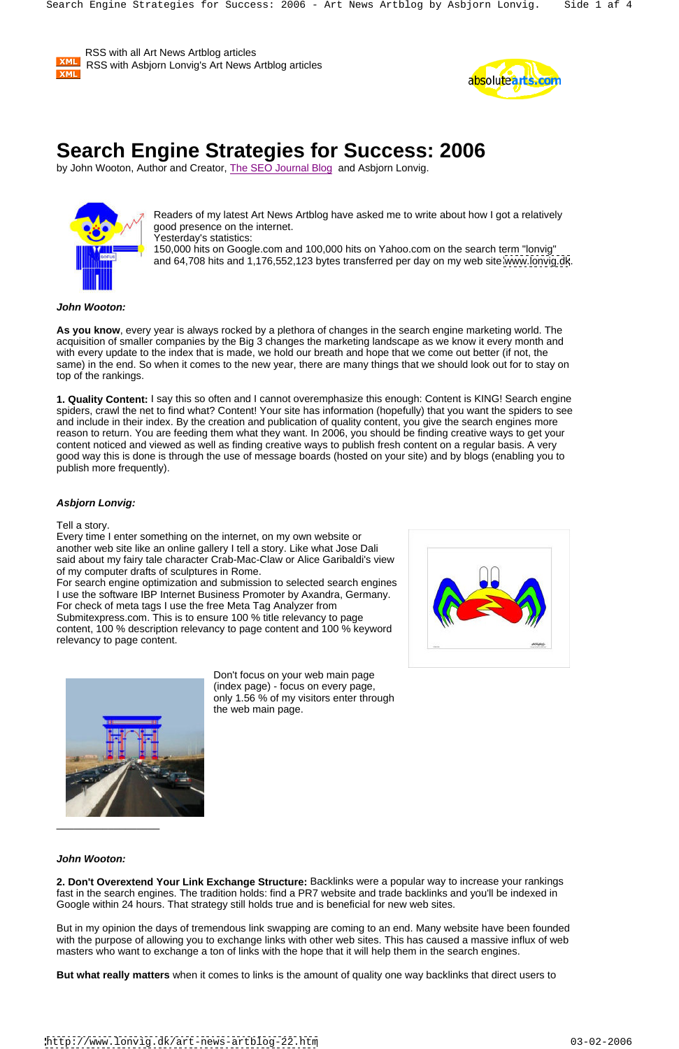XML RSS with all Art News Artblog articles
XML RSS with Asbjorn Lonvig's Art News Artblog articles

# Search Engine Strategies for Success: 2006

by John Wooton, Author and Creator, The SEO Journal Blog and Asbjorn Lonvig.

Readers of my latest Art News Artblog have asked me to write about how I got a relatively good presence on the internet.
Yesterday's statistics:
150,000 hits on Google.com and 100,000 hits on Yahoo.com on the search term "lonvig" and 64,708 hits and 1,176,552,123 bytes transferred per day on my web site www.lonvig.dk.

***John Wooton:***

**As you know**, every year is always rocked by a plethora of changes in the search engine marketing world. The acquisition of smaller companies by the Big 3 changes the marketing landscape as we know it every month and with every update to the index that is made, we hold our breath and hope that we come out better (if not, the same) in the end. So when it comes to the new year, there are many things that we should look out for to stay on top of the rankings.

**1. Quality Content:** I say this so often and I cannot overemphasize this enough: Content is KING! Search engine spiders, crawl the net to find what? Content! Your site has information (hopefully) that you want the spiders to see and include in their index. By the creation and publication of quality content, you give the search engines more reason to return. You are feeding them what they want. In 2006, you should be finding creative ways to get your content noticed and viewed as well as finding creative ways to publish fresh content on a regular basis. A very good way this is done is through the use of message boards (hosted on your site) and by blogs (enabling you to publish more frequently).

***Asbjorn Lonvig:***

Tell a story.
Every time I enter something on the internet, on my own website or another web site like an online gallery I tell a story. Like what Jose Dali said about my fairy tale character Crab-Mac-Claw or Alice Garibaldi's view of my computer drafts of sculptures in Rome.
For search engine optimization and submission to selected search engines I use the software IBP Internet Business Promoter by Axandra, Germany.
For check of meta tags I use the free Meta Tag Analyzer from Submitexpress.com. This is to ensure 100 % title relevancy to page content, 100 % description relevancy to page content and 100 % keyword relevancy to page content.

Don't focus on your web main page (index page) - focus on every page, only 1.56 % of my visitors enter through the web main page.

---

***John Wooton:***

**2. Don't Overextend Your Link Exchange Structure:** Backlinks were a popular way to increase your rankings fast in the search engines. The tradition holds: find a PR7 website and trade backlinks and you'll be indexed in Google within 24 hours. That strategy still holds true and is beneficial for new web sites.

But in my opinion the days of tremendous link swapping are coming to an end. Many website have been founded with the purpose of allowing you to exchange links with other web sites. This has caused a massive influx of web masters who want to exchange a ton of links with the hope that it will help them in the search engines.

**But what really matters** when it comes to links is the amount of quality one way backlinks that direct users to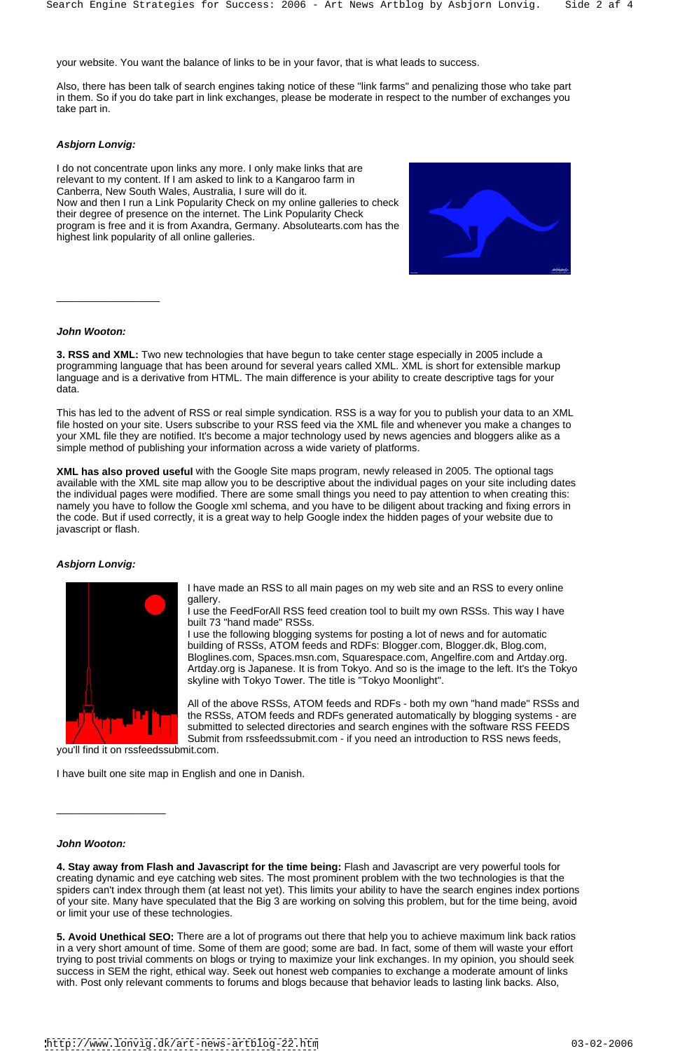your website. You want the balance of links to be in your favor, that is what leads to success.

Also, there has been talk of search engines taking notice of these "link farms" and penalizing those who take part in them. So if you do take part in link exchanges, please be moderate in respect to the number of exchanges you take part in.

***Asbjorn Lonvig:***

I do not concentrate upon links any more. I only make links that are relevant to my content. If I am asked to link to a Kangaroo farm in Canberra, New South Wales, Australia, I sure will do it.
Now and then I run a Link Popularity Check on my online galleries to check their degree of presence on the internet. The Link Popularity Check program is free and it is from Axandra, Germany. Absolutearts.com has the highest link popularity of all online galleries.

---

***John Wooton:***

**3. RSS and XML:** Two new technologies that have begun to take center stage especially in 2005 include a programming language that has been around for several years called XML. XML is short for extensible markup language and is a derivative from HTML. The main difference is your ability to create descriptive tags for your data.

This has led to the advent of RSS or real simple syndication. RSS is a way for you to publish your data to an XML file hosted on your site. Users subscribe to your RSS feed via the XML file and whenever you make a changes to your XML file they are notified. It's become a major technology used by news agencies and bloggers alike as a simple method of publishing your information across a wide variety of platforms.

**XML has also proved useful** with the Google Site maps program, newly released in 2005. The optional tags available with the XML site map allow you to be descriptive about the individual pages on your site including dates the individual pages were modified. There are some small things you need to pay attention to when creating this: namely you have to follow the Google xml schema, and you have to be diligent about tracking and fixing errors in the code. But if used correctly, it is a great way to help Google index the hidden pages of your website due to javascript or flash.

***Asbjorn Lonvig:***

I have made an RSS to all main pages on my web site and an RSS to every online gallery.
I use the FeedForAll RSS feed creation tool to built my own RSSs. This way I have built 73 "hand made" RSSs.
I use the following blogging systems for posting a lot of news and for automatic building of RSSs, ATOM feeds and RDFs: Blogger.com, Blogger.dk, Blog.com, Bloglines.com, Spaces.msn.com, Squarespace.com, Angelfire.com and Artday.org. Artday.org is Japanese. It is from Tokyo. And so is the image to the left. It's the Tokyo skyline with Tokyo Tower. The title is "Tokyo Moonlight".

All of the above RSSs, ATOM feeds and RDFs - both my own "hand made" RSSs and the RSSs, ATOM feeds and RDFs generated automatically by blogging systems - are submitted to selected directories and search engines with the software RSS FEEDS Submit from rssfeedssubmit.com - if you need an introduction to RSS news feeds, you'll find it on rssfeedssubmit.com.

I have built one site map in English and one in Danish.

---

***John Wooton:***

**4. Stay away from Flash and Javascript for the time being:** Flash and Javascript are very powerful tools for creating dynamic and eye catching web sites. The most prominent problem with the two technologies is that the spiders can't index through them (at least not yet). This limits your ability to have the search engines index portions of your site. Many have speculated that the Big 3 are working on solving this problem, but for the time being, avoid or limit your use of these technologies.

**5. Avoid Unethical SEO:** There are a lot of programs out there that help you to achieve maximum link back ratios in a very short amount of time. Some of them are good; some are bad. In fact, some of them will waste your effort trying to post trivial comments on blogs or trying to maximize your link exchanges. In my opinion, you should seek success in SEM the right, ethical way. Seek out honest web companies to exchange a moderate amount of links with. Post only relevant comments to forums and blogs because that behavior leads to lasting link backs. Also,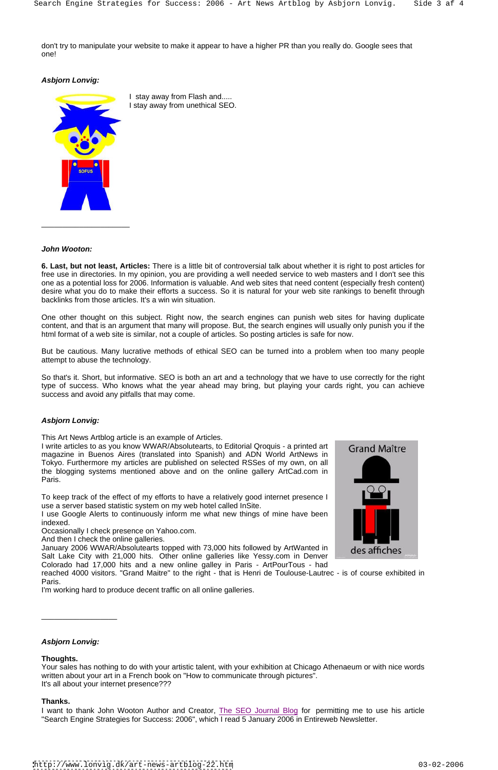don't try to manipulate your website to make it appear to have a higher PR than you really do. Google sees that one!

***Asbjorn Lonvig:***

I stay away from Flash and.....
I stay away from unethical SEO.

---

***John Wooton:***

**6. Last, but not least, Articles:** There is a little bit of controversial talk about whether it is right to post articles for free use in directories. In my opinion, you are providing a well needed service to web masters and I don't see this one as a potential loss for 2006. Information is valuable. And web sites that need content (especially fresh content) desire what you do to make their efforts a success. So it is natural for your web site rankings to benefit through backlinks from those articles. It's a win win situation.

One other thought on this subject. Right now, the search engines can punish web sites for having duplicate content, and that is an argument that many will propose. But, the search engines will usually only punish you if the html format of a web site is similar, not a couple of articles. So posting articles is safe for now.

But be cautious. Many lucrative methods of ethical SEO can be turned into a problem when too many people attempt to abuse the technology.

So that's it. Short, but informative. SEO is both an art and a technology that we have to use correctly for the right type of success. Who knows what the year ahead may bring, but playing your cards right, you can achieve success and avoid any pitfalls that may come.

***Asbjorn Lonvig:***

This Art News Artblog article is an example of Articles.
I write articles to as you know WWAR/Absolutearts, to Editorial Qroquis - a printed art magazine in Buenos Aires (translated into Spanish) and ADN World ArtNews in Tokyo. Furthermore my articles are published on selected RSSes of my own, on all the blogging systems mentioned above and on the online gallery ArtCad.com in Paris.

To keep track of the effect of my efforts to have a relatively good internet presence I use a server based statistic system on my web hotel called InSite.
I use Google Alerts to continuously inform me what new things of mine have been indexed.
Occasionally I check presence on Yahoo.com.
And then I check the online galleries.
January 2006 WWAR/Absolutearts topped with 73,000 hits followed by ArtWanted in Salt Lake City with 21,000 hits. Other online galleries like Yessy.com in Denver Colorado had 17,000 hits and a new online galley in Paris - ArtPourTous - had reached 4000 visitors. "Grand Maitre" to the right - that is Henri de Toulouse-Lautrec - is of course exhibited in Paris.
I'm working hard to produce decent traffic on all online galleries.

---

***Asbjorn Lonvig:***

**Thoughts.**
Your sales has nothing to do with your artistic talent, with your exhibition at Chicago Athenaeum or with nice words written about your art in a French book on "How to communicate through pictures".
It's all about your internet presence???

**Thanks.**
I want to thank John Wooton Author and Creator, The SEO Journal Blog for permitting me to use his article "Search Engine Strategies for Success: 2006", which I read 5 January 2006 in Entireweb Newsletter.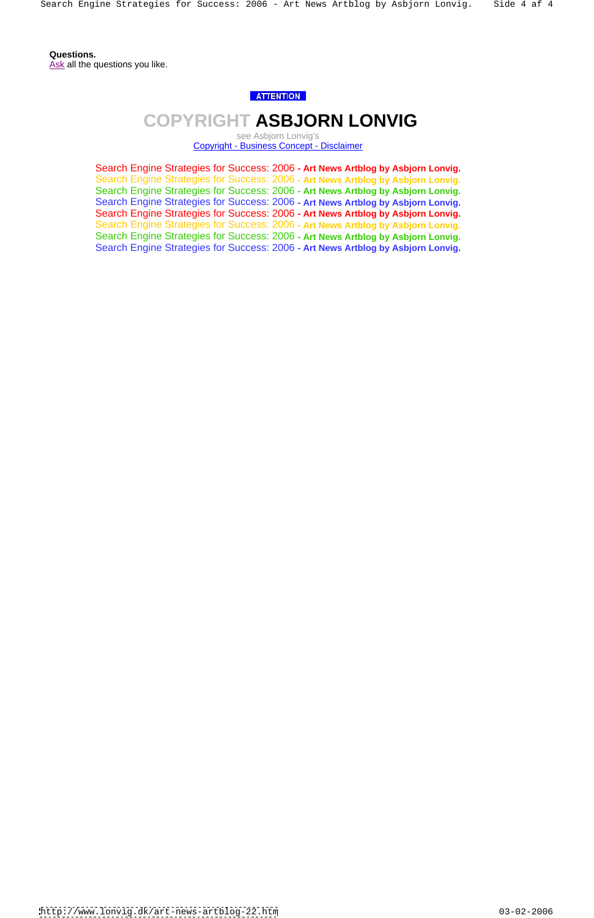**Questions.**
Ask all the questions you like.

ATTENTION

## COPYRIGHT ASBJORN LONVIG

see Asbjorn Lonvig's
Copyright - Business Concept - Disclaimer

Search Engine Strategies for Success: 2006 **- Art News Artblog by Asbjorn Lonvig.**
Search Engine Strategies for Success: 2006 **- Art News Artblog by Asbjorn Lonvig.**
Search Engine Strategies for Success: 2006 **- Art News Artblog by Asbjorn Lonvig.**
Search Engine Strategies for Success: 2006 **- Art News Artblog by Asbjorn Lonvig.**
Search Engine Strategies for Success: 2006 **- Art News Artblog by Asbjorn Lonvig.**
Search Engine Strategies for Success: 2006 **- Art News Artblog by Asbjorn Lonvig.**
Search Engine Strategies for Success: 2006 **- Art News Artblog by Asbjorn Lonvig.**
Search Engine Strategies for Success: 2006 **- Art News Artblog by Asbjorn Lonvig.**